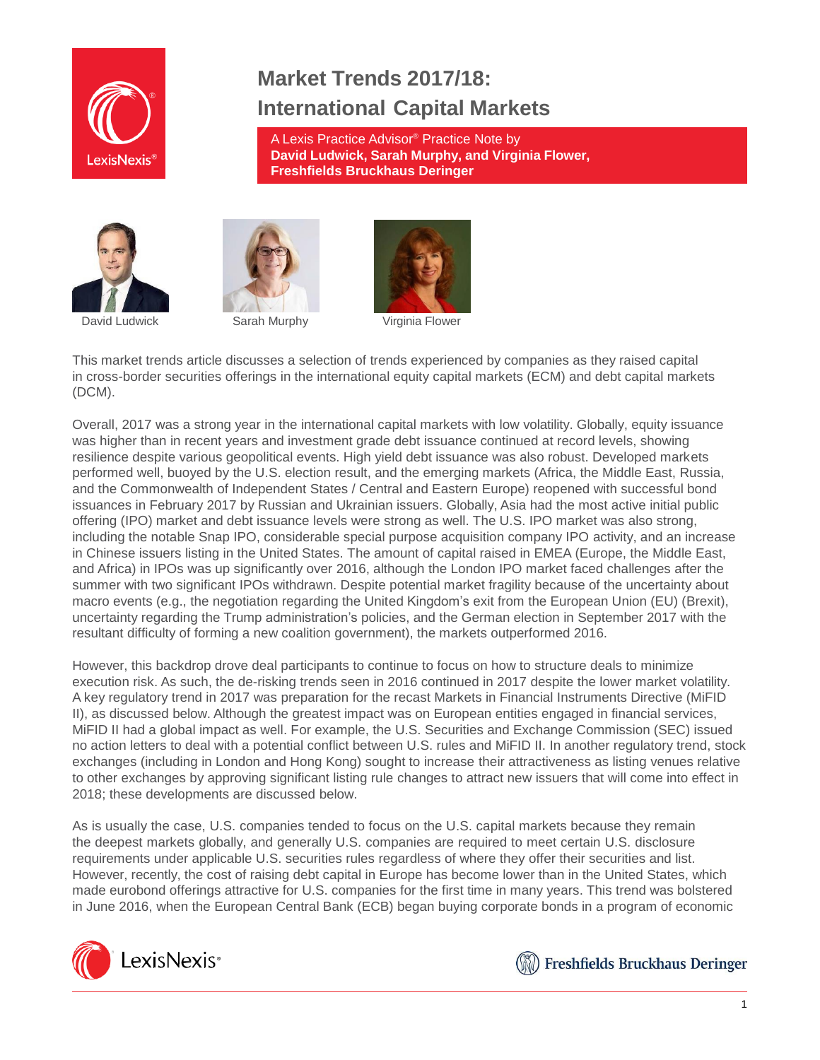# Market Trends 2017/18: International Capital Markets

A Lexis Practice Advisor® Practice Note by
**David Ludwick, Sarah Murphy, and Virginia Flower, Freshfields Bruckhaus Deringer**

David Ludwick    Sarah Murphy    Virginia Flower

This market trends article discusses a selection of trends experienced by companies as they raised capital in cross-border securities offerings in the international equity capital markets (ECM) and debt capital markets (DCM).

Overall, 2017 was a strong year in the international capital markets with low volatility. Globally, equity issuance was higher than in recent years and investment grade debt issuance continued at record levels, showing resilience despite various geopolitical events. High yield debt issuance was also robust. Developed markets performed well, buoyed by the U.S. election result, and the emerging markets (Africa, the Middle East, Russia, and the Commonwealth of Independent States / Central and Eastern Europe) reopened with successful bond issuances in February 2017 by Russian and Ukrainian issuers. Globally, Asia had the most active initial public offering (IPO) market and debt issuance levels were strong as well. The U.S. IPO market was also strong, including the notable Snap IPO, considerable special purpose acquisition company IPO activity, and an increase in Chinese issuers listing in the United States. The amount of capital raised in EMEA (Europe, the Middle East, and Africa) in IPOs was up significantly over 2016, although the London IPO market faced challenges after the summer with two significant IPOs withdrawn. Despite potential market fragility because of the uncertainty about macro events (e.g., the negotiation regarding the United Kingdom's exit from the European Union (EU) (Brexit), uncertainty regarding the Trump administration's policies, and the German election in September 2017 with the resultant difficulty of forming a new coalition government), the markets outperformed 2016.

However, this backdrop drove deal participants to continue to focus on how to structure deals to minimize execution risk. As such, the de-risking trends seen in 2016 continued in 2017 despite the lower market volatility. A key regulatory trend in 2017 was preparation for the recast Markets in Financial Instruments Directive (MiFID II), as discussed below. Although the greatest impact was on European entities engaged in financial services, MiFID II had a global impact as well. For example, the U.S. Securities and Exchange Commission (SEC) issued no action letters to deal with a potential conflict between U.S. rules and MiFID II. In another regulatory trend, stock exchanges (including in London and Hong Kong) sought to increase their attractiveness as listing venues relative to other exchanges by approving significant listing rule changes to attract new issuers that will come into effect in 2018; these developments are discussed below.

As is usually the case, U.S. companies tended to focus on the U.S. capital markets because they remain the deepest markets globally, and generally U.S. companies are required to meet certain U.S. disclosure requirements under applicable U.S. securities rules regardless of where they offer their securities and list. However, recently, the cost of raising debt capital in Europe has become lower than in the United States, which made eurobond offerings attractive for U.S. companies for the first time in many years. This trend was bolstered in June 2016, when the European Central Bank (ECB) began buying corporate bonds in a program of economic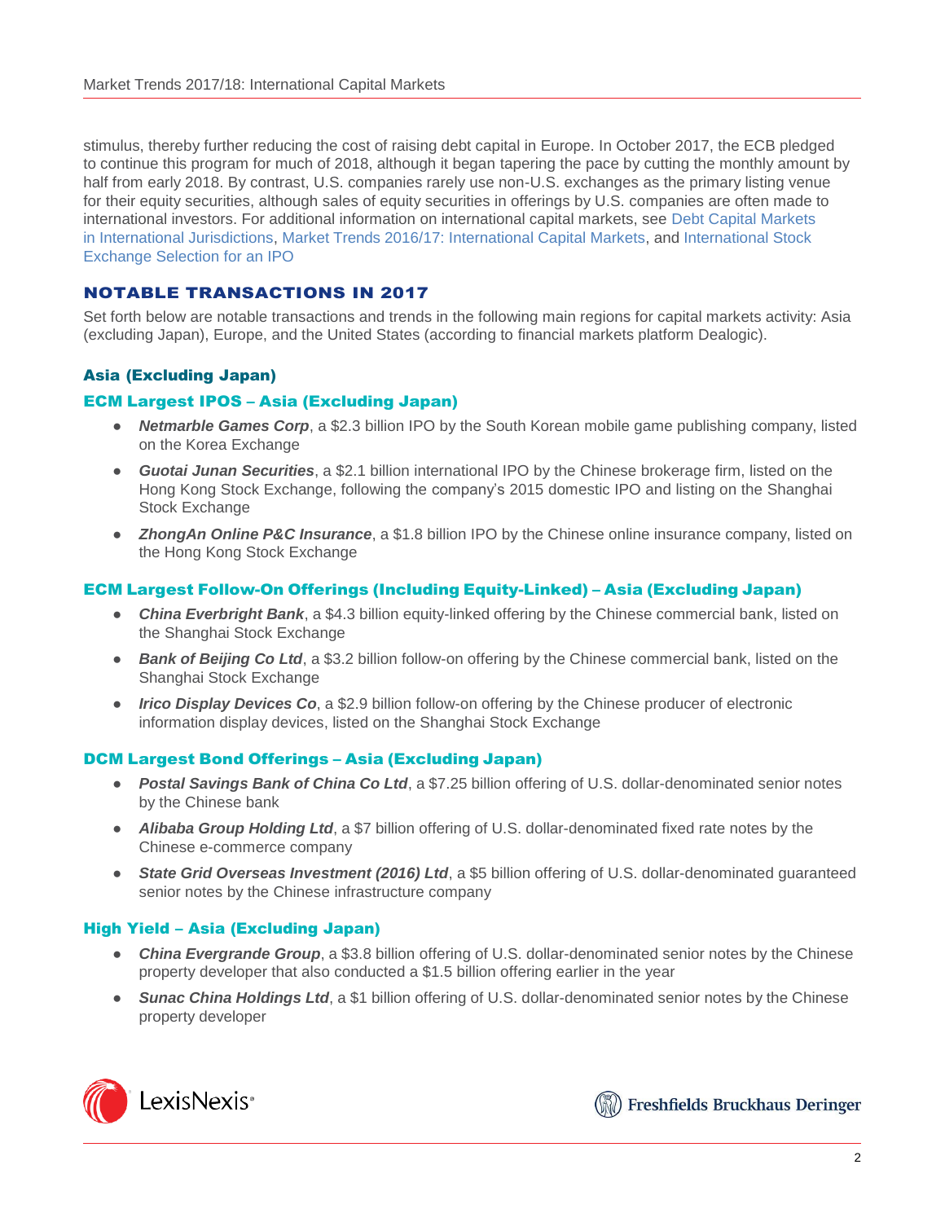stimulus, thereby further reducing the cost of raising debt capital in Europe. In October 2017, the ECB pledged to continue this program for much of 2018, although it began tapering the pace by cutting the monthly amount by half from early 2018. By contrast, U.S. companies rarely use non-U.S. exchanges as the primary listing venue for their equity securities, although sales of equity securities in offerings by U.S. companies are often made to international investors. For additional information on international capital markets, see Debt Capital Markets in International Jurisdictions, Market Trends 2016/17: International Capital Markets, and International Stock Exchange Selection for an IPO

## NOTABLE TRANSACTIONS IN 2017

Set forth below are notable transactions and trends in the following main regions for capital markets activity: Asia (excluding Japan), Europe, and the United States (according to financial markets platform Dealogic).

### Asia (Excluding Japan)

#### ECM Largest IPOS – Asia (Excluding Japan)

- ***Netmarble Games Corp***, a $2.3 billion IPO by the South Korean mobile game publishing company, listed on the Korea Exchange
- ***Guotai Junan Securities***, a $2.1 billion international IPO by the Chinese brokerage firm, listed on the Hong Kong Stock Exchange, following the company's 2015 domestic IPO and listing on the Shanghai Stock Exchange
- ***ZhongAn Online P&C Insurance***, a $1.8 billion IPO by the Chinese online insurance company, listed on the Hong Kong Stock Exchange

#### ECM Largest Follow-On Offerings (Including Equity-Linked) – Asia (Excluding Japan)

- ***China Everbright Bank***, a $4.3 billion equity-linked offering by the Chinese commercial bank, listed on the Shanghai Stock Exchange
- ***Bank of Beijing Co Ltd***, a $3.2 billion follow-on offering by the Chinese commercial bank, listed on the Shanghai Stock Exchange
- ***Irico Display Devices Co***, a $2.9 billion follow-on offering by the Chinese producer of electronic information display devices, listed on the Shanghai Stock Exchange

#### DCM Largest Bond Offerings – Asia (Excluding Japan)

- ***Postal Savings Bank of China Co Ltd***, a $7.25 billion offering of U.S. dollar-denominated senior notes by the Chinese bank
- ***Alibaba Group Holding Ltd***, a $7 billion offering of U.S. dollar-denominated fixed rate notes by the Chinese e-commerce company
- ***State Grid Overseas Investment (2016) Ltd***, a $5 billion offering of U.S. dollar-denominated guaranteed senior notes by the Chinese infrastructure company

#### High Yield – Asia (Excluding Japan)

- ***China Evergrande Group***, a $3.8 billion offering of U.S. dollar-denominated senior notes by the Chinese property developer that also conducted a $1.5 billion offering earlier in the year
- ***Sunac China Holdings Ltd***, a $1 billion offering of U.S. dollar-denominated senior notes by the Chinese property developer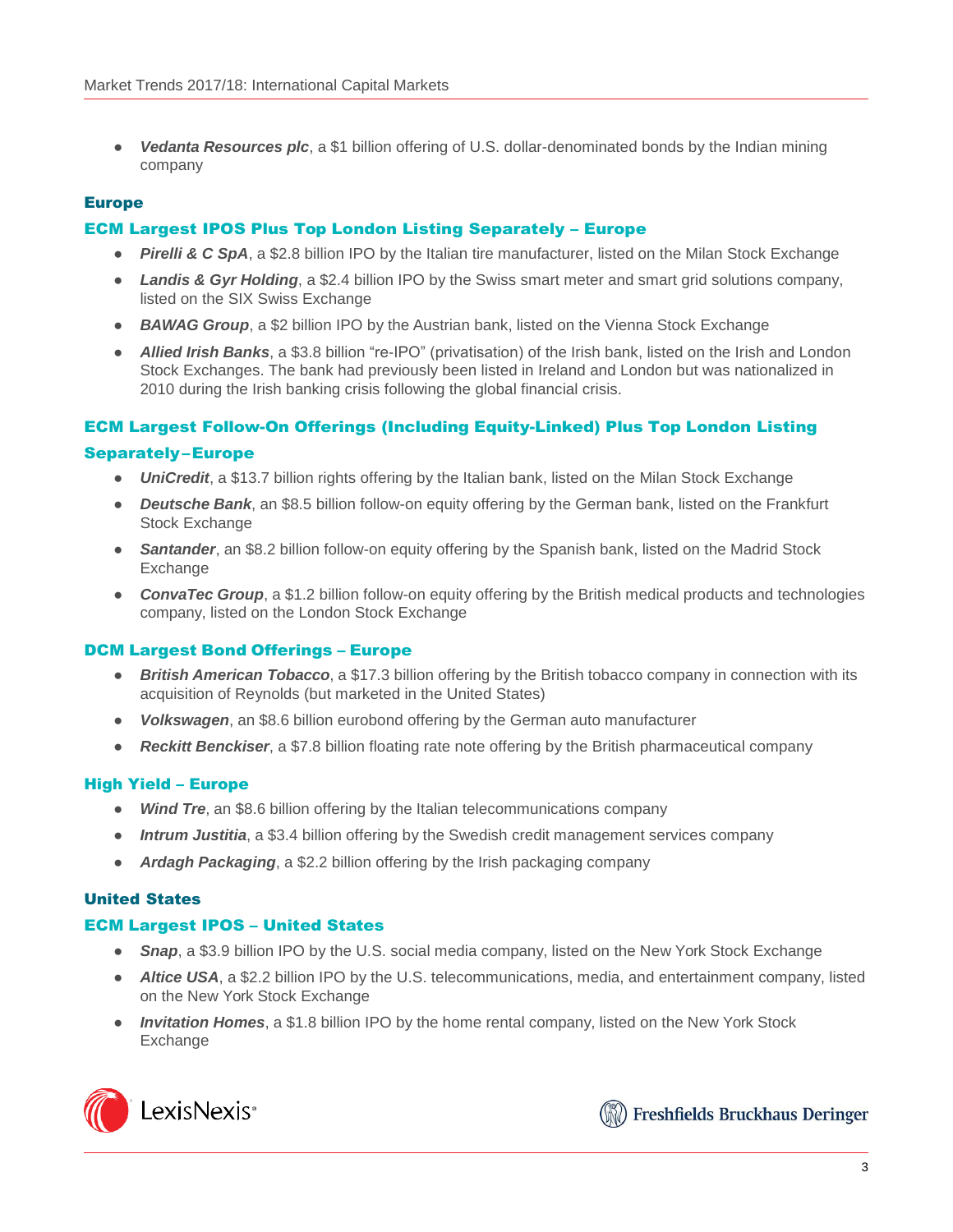- ***Vedanta Resources plc***, a $1 billion offering of U.S. dollar-denominated bonds by the Indian mining company

## Europe

### ECM Largest IPOS Plus Top London Listing Separately – Europe

- ***Pirelli & C SpA***, a $2.8 billion IPO by the Italian tire manufacturer, listed on the Milan Stock Exchange
- ***Landis & Gyr Holding***, a $2.4 billion IPO by the Swiss smart meter and smart grid solutions company, listed on the SIX Swiss Exchange
- ***BAWAG Group***, a $2 billion IPO by the Austrian bank, listed on the Vienna Stock Exchange
- ***Allied Irish Banks***, a $3.8 billion "re-IPO" (privatisation) of the Irish bank, listed on the Irish and London Stock Exchanges. The bank had previously been listed in Ireland and London but was nationalized in 2010 during the Irish banking crisis following the global financial crisis.

### ECM Largest Follow-On Offerings (Including Equity-Linked) Plus Top London Listing Separately–Europe

- ***UniCredit***, a $13.7 billion rights offering by the Italian bank, listed on the Milan Stock Exchange
- ***Deutsche Bank***, an $8.5 billion follow-on equity offering by the German bank, listed on the Frankfurt Stock Exchange
- ***Santander***, an $8.2 billion follow-on equity offering by the Spanish bank, listed on the Madrid Stock Exchange
- ***ConvaTec Group***, a $1.2 billion follow-on equity offering by the British medical products and technologies company, listed on the London Stock Exchange

### DCM Largest Bond Offerings – Europe

- ***British American Tobacco***, a $17.3 billion offering by the British tobacco company in connection with its acquisition of Reynolds (but marketed in the United States)
- ***Volkswagen***, an $8.6 billion eurobond offering by the German auto manufacturer
- ***Reckitt Benckiser***, a $7.8 billion floating rate note offering by the British pharmaceutical company

### High Yield – Europe

- ***Wind Tre***, an $8.6 billion offering by the Italian telecommunications company
- ***Intrum Justitia***, a $3.4 billion offering by the Swedish credit management services company
- ***Ardagh Packaging***, a $2.2 billion offering by the Irish packaging company

## United States

### ECM Largest IPOS – United States

- ***Snap***, a $3.9 billion IPO by the U.S. social media company, listed on the New York Stock Exchange
- ***Altice USA***, a $2.2 billion IPO by the U.S. telecommunications, media, and entertainment company, listed on the New York Stock Exchange
- ***Invitation Homes***, a $1.8 billion IPO by the home rental company, listed on the New York Stock Exchange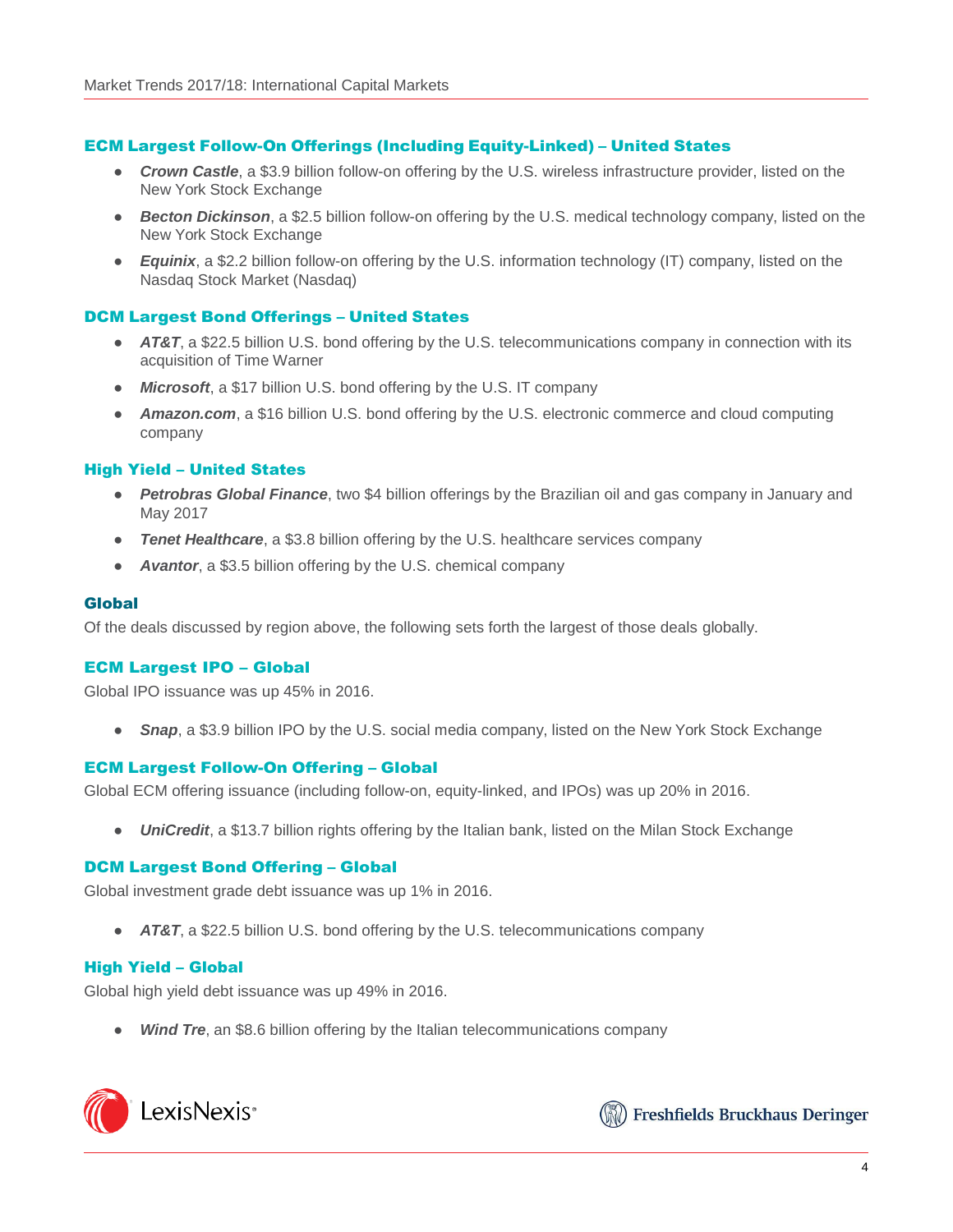### ECM Largest Follow-On Offerings (Including Equity-Linked) – United States

- ***Crown Castle***, a $3.9 billion follow-on offering by the U.S. wireless infrastructure provider, listed on the New York Stock Exchange
- ***Becton Dickinson***, a $2.5 billion follow-on offering by the U.S. medical technology company, listed on the New York Stock Exchange
- ***Equinix***, a $2.2 billion follow-on offering by the U.S. information technology (IT) company, listed on the Nasdaq Stock Market (Nasdaq)

### DCM Largest Bond Offerings – United States

- ***AT&T***, a $22.5 billion U.S. bond offering by the U.S. telecommunications company in connection with its acquisition of Time Warner
- ***Microsoft***, a $17 billion U.S. bond offering by the U.S. IT company
- ***Amazon.com***, a $16 billion U.S. bond offering by the U.S. electronic commerce and cloud computing company

### High Yield – United States

- ***Petrobras Global Finance***, two $4 billion offerings by the Brazilian oil and gas company in January and May 2017
- ***Tenet Healthcare***, a $3.8 billion offering by the U.S. healthcare services company
- ***Avantor***, a $3.5 billion offering by the U.S. chemical company

## Global

Of the deals discussed by region above, the following sets forth the largest of those deals globally.

### ECM Largest IPO – Global

Global IPO issuance was up 45% in 2016.

- ***Snap***, a $3.9 billion IPO by the U.S. social media company, listed on the New York Stock Exchange

### ECM Largest Follow-On Offering – Global

Global ECM offering issuance (including follow-on, equity-linked, and IPOs) was up 20% in 2016.

- ***UniCredit***, a $13.7 billion rights offering by the Italian bank, listed on the Milan Stock Exchange

### DCM Largest Bond Offering – Global

Global investment grade debt issuance was up 1% in 2016.

- ***AT&T***, a $22.5 billion U.S. bond offering by the U.S. telecommunications company

### High Yield – Global

Global high yield debt issuance was up 49% in 2016.

- ***Wind Tre***, an $8.6 billion offering by the Italian telecommunications company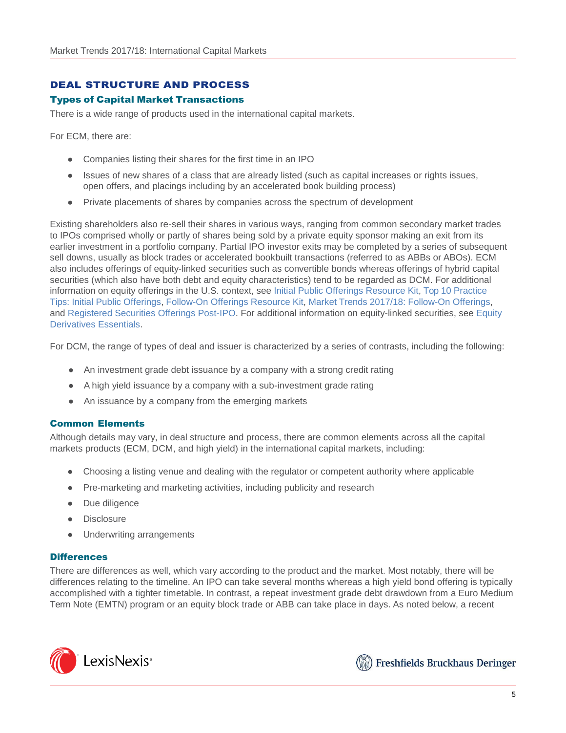## DEAL STRUCTURE AND PROCESS

### Types of Capital Market Transactions

There is a wide range of products used in the international capital markets.

For ECM, there are:

- Companies listing their shares for the first time in an IPO
- Issues of new shares of a class that are already listed (such as capital increases or rights issues, open offers, and placings including by an accelerated book building process)
- Private placements of shares by companies across the spectrum of development

Existing shareholders also re-sell their shares in various ways, ranging from common secondary market trades to IPOs comprised wholly or partly of shares being sold by a private equity sponsor making an exit from its earlier investment in a portfolio company. Partial IPO investor exits may be completed by a series of subsequent sell downs, usually as block trades or accelerated bookbuilt transactions (referred to as ABBs or ABOs). ECM also includes offerings of equity-linked securities such as convertible bonds whereas offerings of hybrid capital securities (which also have both debt and equity characteristics) tend to be regarded as DCM. For additional information on equity offerings in the U.S. context, see Initial Public Offerings Resource Kit, Top 10 Practice Tips: Initial Public Offerings, Follow-On Offerings Resource Kit, Market Trends 2017/18: Follow-On Offerings, and Registered Securities Offerings Post-IPO. For additional information on equity-linked securities, see Equity Derivatives Essentials.

For DCM, the range of types of deal and issuer is characterized by a series of contrasts, including the following:

- An investment grade debt issuance by a company with a strong credit rating
- A high yield issuance by a company with a sub-investment grade rating
- An issuance by a company from the emerging markets

### Common Elements

Although details may vary, in deal structure and process, there are common elements across all the capital markets products (ECM, DCM, and high yield) in the international capital markets, including:

- Choosing a listing venue and dealing with the regulator or competent authority where applicable
- Pre-marketing and marketing activities, including publicity and research
- Due diligence
- Disclosure
- Underwriting arrangements

### Differences

There are differences as well, which vary according to the product and the market. Most notably, there will be differences relating to the timeline. An IPO can take several months whereas a high yield bond offering is typically accomplished with a tighter timetable. In contrast, a repeat investment grade debt drawdown from a Euro Medium Term Note (EMTN) program or an equity block trade or ABB can take place in days. As noted below, a recent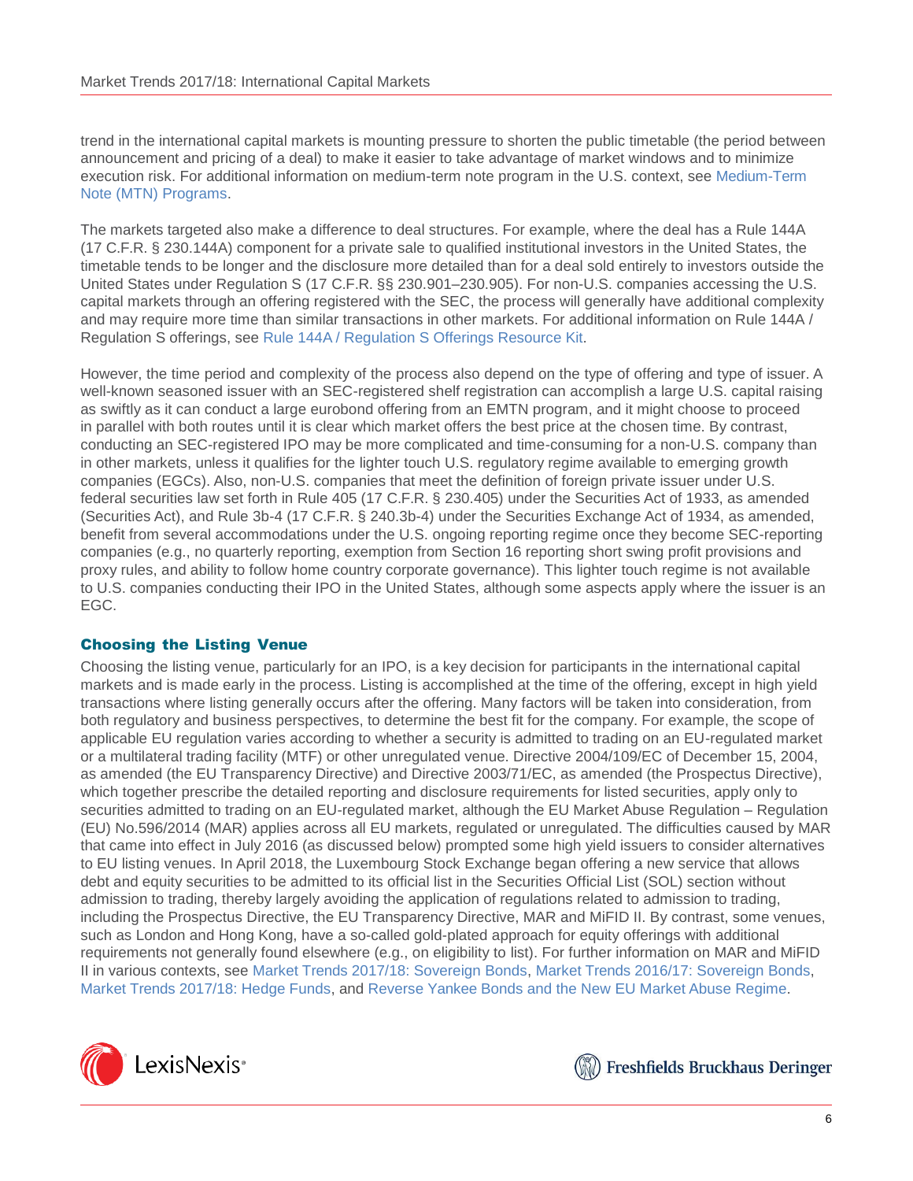trend in the international capital markets is mounting pressure to shorten the public timetable (the period between announcement and pricing of a deal) to make it easier to take advantage of market windows and to minimize execution risk. For additional information on medium-term note program in the U.S. context, see Medium-Term Note (MTN) Programs.

The markets targeted also make a difference to deal structures. For example, where the deal has a Rule 144A (17 C.F.R. § 230.144A) component for a private sale to qualified institutional investors in the United States, the timetable tends to be longer and the disclosure more detailed than for a deal sold entirely to investors outside the United States under Regulation S (17 C.F.R. §§ 230.901–230.905). For non-U.S. companies accessing the U.S. capital markets through an offering registered with the SEC, the process will generally have additional complexity and may require more time than similar transactions in other markets. For additional information on Rule 144A / Regulation S offerings, see Rule 144A / Regulation S Offerings Resource Kit.

However, the time period and complexity of the process also depend on the type of offering and type of issuer. A well-known seasoned issuer with an SEC-registered shelf registration can accomplish a large U.S. capital raising as swiftly as it can conduct a large eurobond offering from an EMTN program, and it might choose to proceed in parallel with both routes until it is clear which market offers the best price at the chosen time. By contrast, conducting an SEC-registered IPO may be more complicated and time-consuming for a non-U.S. company than in other markets, unless it qualifies for the lighter touch U.S. regulatory regime available to emerging growth companies (EGCs). Also, non-U.S. companies that meet the definition of foreign private issuer under U.S. federal securities law set forth in Rule 405 (17 C.F.R. § 230.405) under the Securities Act of 1933, as amended (Securities Act), and Rule 3b-4 (17 C.F.R. § 240.3b-4) under the Securities Exchange Act of 1934, as amended, benefit from several accommodations under the U.S. ongoing reporting regime once they become SEC-reporting companies (e.g., no quarterly reporting, exemption from Section 16 reporting short swing profit provisions and proxy rules, and ability to follow home country corporate governance). This lighter touch regime is not available to U.S. companies conducting their IPO in the United States, although some aspects apply where the issuer is an EGC.

### Choosing the Listing Venue

Choosing the listing venue, particularly for an IPO, is a key decision for participants in the international capital markets and is made early in the process. Listing is accomplished at the time of the offering, except in high yield transactions where listing generally occurs after the offering. Many factors will be taken into consideration, from both regulatory and business perspectives, to determine the best fit for the company. For example, the scope of applicable EU regulation varies according to whether a security is admitted to trading on an EU-regulated market or a multilateral trading facility (MTF) or other unregulated venue. Directive 2004/109/EC of December 15, 2004, as amended (the EU Transparency Directive) and Directive 2003/71/EC, as amended (the Prospectus Directive), which together prescribe the detailed reporting and disclosure requirements for listed securities, apply only to securities admitted to trading on an EU-regulated market, although the EU Market Abuse Regulation – Regulation (EU) No.596/2014 (MAR) applies across all EU markets, regulated or unregulated. The difficulties caused by MAR that came into effect in July 2016 (as discussed below) prompted some high yield issuers to consider alternatives to EU listing venues. In April 2018, the Luxembourg Stock Exchange began offering a new service that allows debt and equity securities to be admitted to its official list in the Securities Official List (SOL) section without admission to trading, thereby largely avoiding the application of regulations related to admission to trading, including the Prospectus Directive, the EU Transparency Directive, MAR and MiFID II. By contrast, some venues, such as London and Hong Kong, have a so-called gold-plated approach for equity offerings with additional requirements not generally found elsewhere (e.g., on eligibility to list). For further information on MAR and MiFID II in various contexts, see Market Trends 2017/18: Sovereign Bonds, Market Trends 2016/17: Sovereign Bonds, Market Trends 2017/18: Hedge Funds, and Reverse Yankee Bonds and the New EU Market Abuse Regime.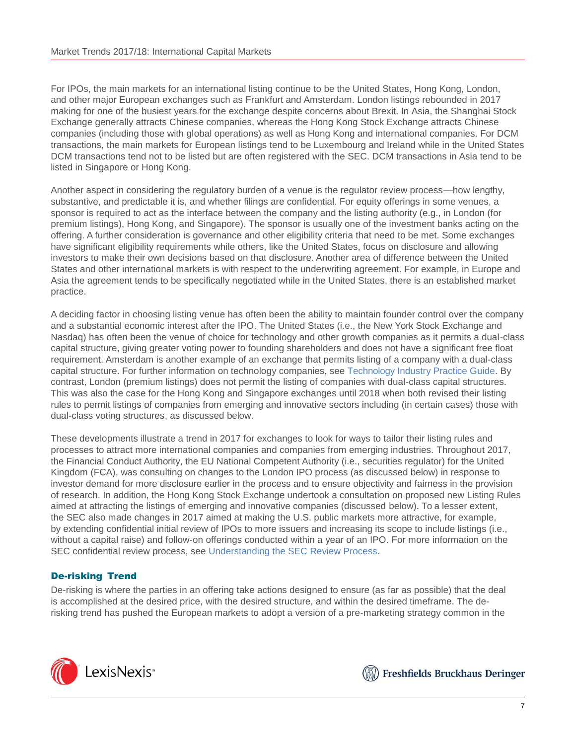For IPOs, the main markets for an international listing continue to be the United States, Hong Kong, London, and other major European exchanges such as Frankfurt and Amsterdam. London listings rebounded in 2017 making for one of the busiest years for the exchange despite concerns about Brexit. In Asia, the Shanghai Stock Exchange generally attracts Chinese companies, whereas the Hong Kong Stock Exchange attracts Chinese companies (including those with global operations) as well as Hong Kong and international companies. For DCM transactions, the main markets for European listings tend to be Luxembourg and Ireland while in the United States DCM transactions tend not to be listed but are often registered with the SEC. DCM transactions in Asia tend to be listed in Singapore or Hong Kong.

Another aspect in considering the regulatory burden of a venue is the regulator review process—how lengthy, substantive, and predictable it is, and whether filings are confidential. For equity offerings in some venues, a sponsor is required to act as the interface between the company and the listing authority (e.g., in London (for premium listings), Hong Kong, and Singapore). The sponsor is usually one of the investment banks acting on the offering. A further consideration is governance and other eligibility criteria that need to be met. Some exchanges have significant eligibility requirements while others, like the United States, focus on disclosure and allowing investors to make their own decisions based on that disclosure. Another area of difference between the United States and other international markets is with respect to the underwriting agreement. For example, in Europe and Asia the agreement tends to be specifically negotiated while in the United States, there is an established market practice.

A deciding factor in choosing listing venue has often been the ability to maintain founder control over the company and a substantial economic interest after the IPO. The United States (i.e., the New York Stock Exchange and Nasdaq) has often been the venue of choice for technology and other growth companies as it permits a dual-class capital structure, giving greater voting power to founding shareholders and does not have a significant free float requirement. Amsterdam is another example of an exchange that permits listing of a company with a dual-class capital structure. For further information on technology companies, see Technology Industry Practice Guide. By contrast, London (premium listings) does not permit the listing of companies with dual-class capital structures. This was also the case for the Hong Kong and Singapore exchanges until 2018 when both revised their listing rules to permit listings of companies from emerging and innovative sectors including (in certain cases) those with dual-class voting structures, as discussed below.

These developments illustrate a trend in 2017 for exchanges to look for ways to tailor their listing rules and processes to attract more international companies and companies from emerging industries. Throughout 2017, the Financial Conduct Authority, the EU National Competent Authority (i.e., securities regulator) for the United Kingdom (FCA), was consulting on changes to the London IPO process (as discussed below) in response to investor demand for more disclosure earlier in the process and to ensure objectivity and fairness in the provision of research. In addition, the Hong Kong Stock Exchange undertook a consultation on proposed new Listing Rules aimed at attracting the listings of emerging and innovative companies (discussed below). To a lesser extent, the SEC also made changes in 2017 aimed at making the U.S. public markets more attractive, for example, by extending confidential initial review of IPOs to more issuers and increasing its scope to include listings (i.e., without a capital raise) and follow-on offerings conducted within a year of an IPO. For more information on the SEC confidential review process, see Understanding the SEC Review Process.

### De-risking Trend

De-risking is where the parties in an offering take actions designed to ensure (as far as possible) that the deal is accomplished at the desired price, with the desired structure, and within the desired timeframe. The de-risking trend has pushed the European markets to adopt a version of a pre-marketing strategy common in the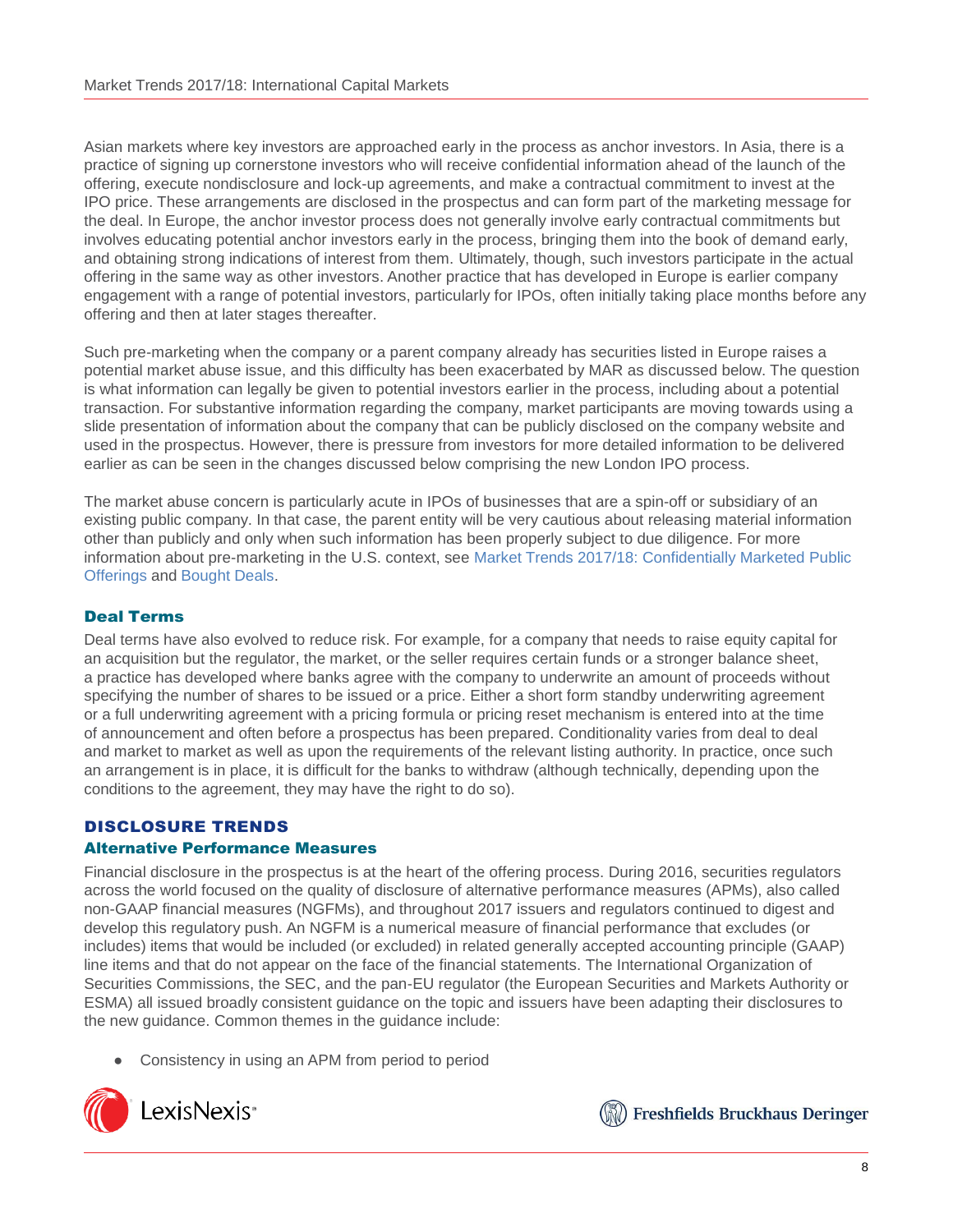Asian markets where key investors are approached early in the process as anchor investors. In Asia, there is a practice of signing up cornerstone investors who will receive confidential information ahead of the launch of the offering, execute nondisclosure and lock-up agreements, and make a contractual commitment to invest at the IPO price. These arrangements are disclosed in the prospectus and can form part of the marketing message for the deal. In Europe, the anchor investor process does not generally involve early contractual commitments but involves educating potential anchor investors early in the process, bringing them into the book of demand early, and obtaining strong indications of interest from them. Ultimately, though, such investors participate in the actual offering in the same way as other investors. Another practice that has developed in Europe is earlier company engagement with a range of potential investors, particularly for IPOs, often initially taking place months before any offering and then at later stages thereafter.

Such pre-marketing when the company or a parent company already has securities listed in Europe raises a potential market abuse issue, and this difficulty has been exacerbated by MAR as discussed below. The question is what information can legally be given to potential investors earlier in the process, including about a potential transaction. For substantive information regarding the company, market participants are moving towards using a slide presentation of information about the company that can be publicly disclosed on the company website and used in the prospectus. However, there is pressure from investors for more detailed information to be delivered earlier as can be seen in the changes discussed below comprising the new London IPO process.

The market abuse concern is particularly acute in IPOs of businesses that are a spin-off or subsidiary of an existing public company. In that case, the parent entity will be very cautious about releasing material information other than publicly and only when such information has been properly subject to due diligence. For more information about pre-marketing in the U.S. context, see Market Trends 2017/18: Confidentially Marketed Public Offerings and Bought Deals.

### Deal Terms

Deal terms have also evolved to reduce risk. For example, for a company that needs to raise equity capital for an acquisition but the regulator, the market, or the seller requires certain funds or a stronger balance sheet, a practice has developed where banks agree with the company to underwrite an amount of proceeds without specifying the number of shares to be issued or a price. Either a short form standby underwriting agreement or a full underwriting agreement with a pricing formula or pricing reset mechanism is entered into at the time of announcement and often before a prospectus has been prepared. Conditionality varies from deal to deal and market to market as well as upon the requirements of the relevant listing authority. In practice, once such an arrangement is in place, it is difficult for the banks to withdraw (although technically, depending upon the conditions to the agreement, they may have the right to do so).

## DISCLOSURE TRENDS

### Alternative Performance Measures

Financial disclosure in the prospectus is at the heart of the offering process. During 2016, securities regulators across the world focused on the quality of disclosure of alternative performance measures (APMs), also called non-GAAP financial measures (NGFMs), and throughout 2017 issuers and regulators continued to digest and develop this regulatory push. An NGFM is a numerical measure of financial performance that excludes (or includes) items that would be included (or excluded) in related generally accepted accounting principle (GAAP) line items and that do not appear on the face of the financial statements. The International Organization of Securities Commissions, the SEC, and the pan-EU regulator (the European Securities and Markets Authority or ESMA) all issued broadly consistent guidance on the topic and issuers have been adapting their disclosures to the new guidance. Common themes in the guidance include:

- Consistency in using an APM from period to period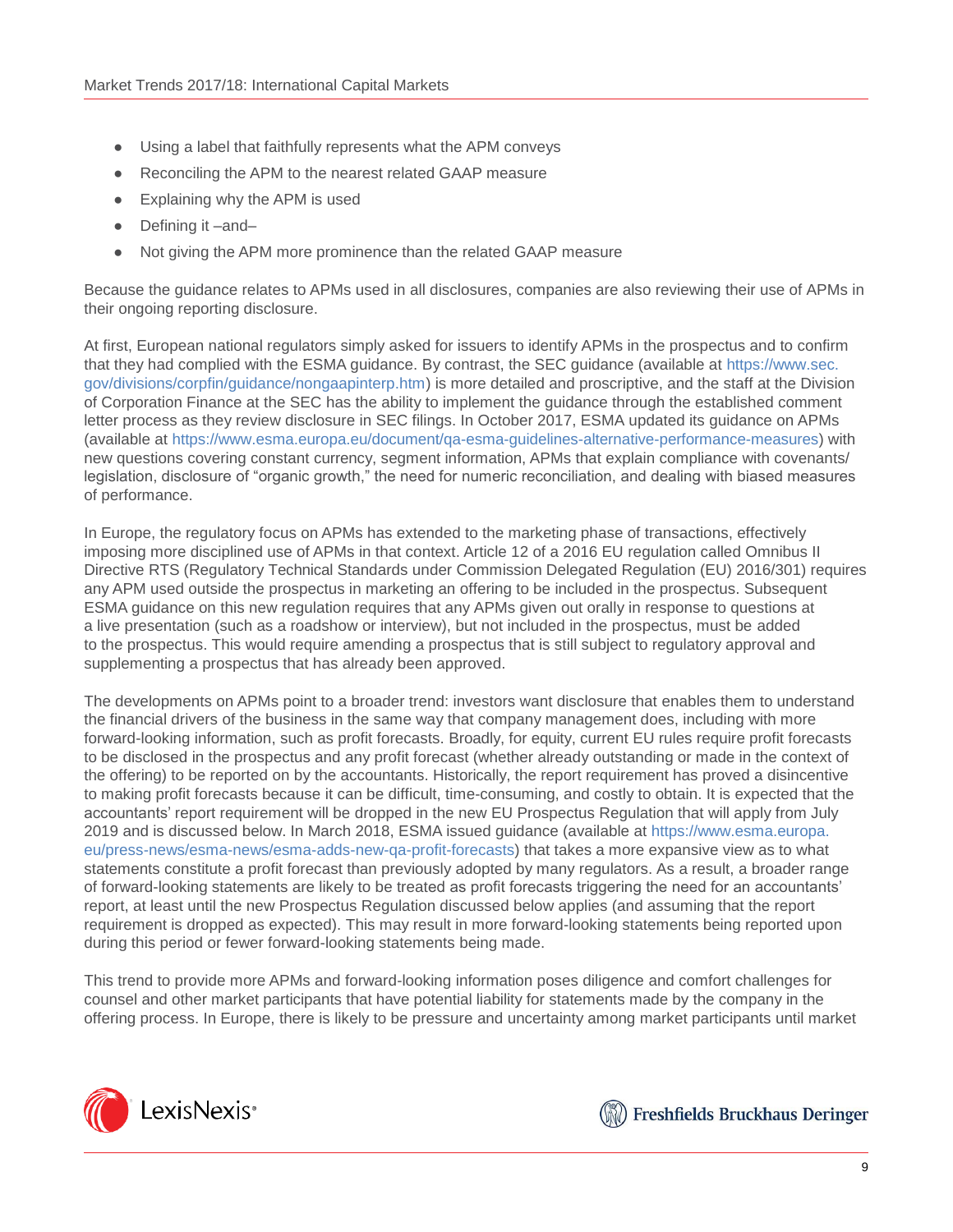- Using a label that faithfully represents what the APM conveys
- Reconciling the APM to the nearest related GAAP measure
- Explaining why the APM is used
- Defining it –and–
- Not giving the APM more prominence than the related GAAP measure

Because the guidance relates to APMs used in all disclosures, companies are also reviewing their use of APMs in their ongoing reporting disclosure.

At first, European national regulators simply asked for issuers to identify APMs in the prospectus and to confirm that they had complied with the ESMA guidance. By contrast, the SEC guidance (available at https://www.sec.gov/divisions/corpfin/guidance/nongaapinterp.htm) is more detailed and proscriptive, and the staff at the Division of Corporation Finance at the SEC has the ability to implement the guidance through the established comment letter process as they review disclosure in SEC filings. In October 2017, ESMA updated its guidance on APMs (available at https://www.esma.europa.eu/document/qa-esma-guidelines-alternative-performance-measures) with new questions covering constant currency, segment information, APMs that explain compliance with covenants/legislation, disclosure of "organic growth," the need for numeric reconciliation, and dealing with biased measures of performance.

In Europe, the regulatory focus on APMs has extended to the marketing phase of transactions, effectively imposing more disciplined use of APMs in that context. Article 12 of a 2016 EU regulation called Omnibus II Directive RTS (Regulatory Technical Standards under Commission Delegated Regulation (EU) 2016/301) requires any APM used outside the prospectus in marketing an offering to be included in the prospectus. Subsequent ESMA guidance on this new regulation requires that any APMs given out orally in response to questions at a live presentation (such as a roadshow or interview), but not included in the prospectus, must be added to the prospectus. This would require amending a prospectus that is still subject to regulatory approval and supplementing a prospectus that has already been approved.

The developments on APMs point to a broader trend: investors want disclosure that enables them to understand the financial drivers of the business in the same way that company management does, including with more forward-looking information, such as profit forecasts. Broadly, for equity, current EU rules require profit forecasts to be disclosed in the prospectus and any profit forecast (whether already outstanding or made in the context of the offering) to be reported on by the accountants. Historically, the report requirement has proved a disincentive to making profit forecasts because it can be difficult, time-consuming, and costly to obtain. It is expected that the accountants' report requirement will be dropped in the new EU Prospectus Regulation that will apply from July 2019 and is discussed below. In March 2018, ESMA issued guidance (available at https://www.esma.europa.eu/press-news/esma-news/esma-adds-new-qa-profit-forecasts) that takes a more expansive view as to what statements constitute a profit forecast than previously adopted by many regulators. As a result, a broader range of forward-looking statements are likely to be treated as profit forecasts triggering the need for an accountants' report, at least until the new Prospectus Regulation discussed below applies (and assuming that the report requirement is dropped as expected). This may result in more forward-looking statements being reported upon during this period or fewer forward-looking statements being made.

This trend to provide more APMs and forward-looking information poses diligence and comfort challenges for counsel and other market participants that have potential liability for statements made by the company in the offering process. In Europe, there is likely to be pressure and uncertainty among market participants until market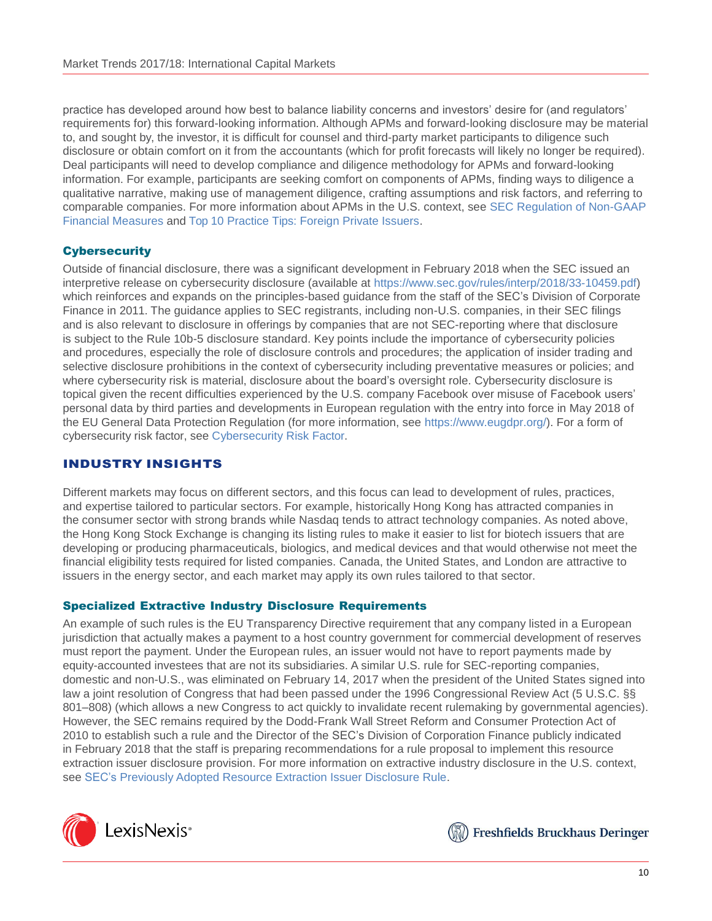practice has developed around how best to balance liability concerns and investors' desire for (and regulators' requirements for) this forward-looking information. Although APMs and forward-looking disclosure may be material to, and sought by, the investor, it is difficult for counsel and third-party market participants to diligence such disclosure or obtain comfort on it from the accountants (which for profit forecasts will likely no longer be required). Deal participants will need to develop compliance and diligence methodology for APMs and forward-looking information. For example, participants are seeking comfort on components of APMs, finding ways to diligence a qualitative narrative, making use of management diligence, crafting assumptions and risk factors, and referring to comparable companies. For more information about APMs in the U.S. context, see SEC Regulation of Non-GAAP Financial Measures and Top 10 Practice Tips: Foreign Private Issuers.

### Cybersecurity

Outside of financial disclosure, there was a significant development in February 2018 when the SEC issued an interpretive release on cybersecurity disclosure (available at https://www.sec.gov/rules/interp/2018/33-10459.pdf) which reinforces and expands on the principles-based guidance from the staff of the SEC's Division of Corporate Finance in 2011. The guidance applies to SEC registrants, including non-U.S. companies, in their SEC filings and is also relevant to disclosure in offerings by companies that are not SEC-reporting where that disclosure is subject to the Rule 10b-5 disclosure standard. Key points include the importance of cybersecurity policies and procedures, especially the role of disclosure controls and procedures; the application of insider trading and selective disclosure prohibitions in the context of cybersecurity including preventative measures or policies; and where cybersecurity risk is material, disclosure about the board's oversight role. Cybersecurity disclosure is topical given the recent difficulties experienced by the U.S. company Facebook over misuse of Facebook users' personal data by third parties and developments in European regulation with the entry into force in May 2018 of the EU General Data Protection Regulation (for more information, see https://www.eugdpr.org/). For a form of cybersecurity risk factor, see Cybersecurity Risk Factor.

## INDUSTRY INSIGHTS

Different markets may focus on different sectors, and this focus can lead to development of rules, practices, and expertise tailored to particular sectors. For example, historically Hong Kong has attracted companies in the consumer sector with strong brands while Nasdaq tends to attract technology companies. As noted above, the Hong Kong Stock Exchange is changing its listing rules to make it easier to list for biotech issuers that are developing or producing pharmaceuticals, biologics, and medical devices and that would otherwise not meet the financial eligibility tests required for listed companies. Canada, the United States, and London are attractive to issuers in the energy sector, and each market may apply its own rules tailored to that sector.

### Specialized Extractive Industry Disclosure Requirements

An example of such rules is the EU Transparency Directive requirement that any company listed in a European jurisdiction that actually makes a payment to a host country government for commercial development of reserves must report the payment. Under the European rules, an issuer would not have to report payments made by equity-accounted investees that are not its subsidiaries. A similar U.S. rule for SEC-reporting companies, domestic and non-U.S., was eliminated on February 14, 2017 when the president of the United States signed into law a joint resolution of Congress that had been passed under the 1996 Congressional Review Act (5 U.S.C. §§ 801–808) (which allows a new Congress to act quickly to invalidate recent rulemaking by governmental agencies). However, the SEC remains required by the Dodd-Frank Wall Street Reform and Consumer Protection Act of 2010 to establish such a rule and the Director of the SEC's Division of Corporation Finance publicly indicated in February 2018 that the staff is preparing recommendations for a rule proposal to implement this resource extraction issuer disclosure provision. For more information on extractive industry disclosure in the U.S. context, see SEC's Previously Adopted Resource Extraction Issuer Disclosure Rule.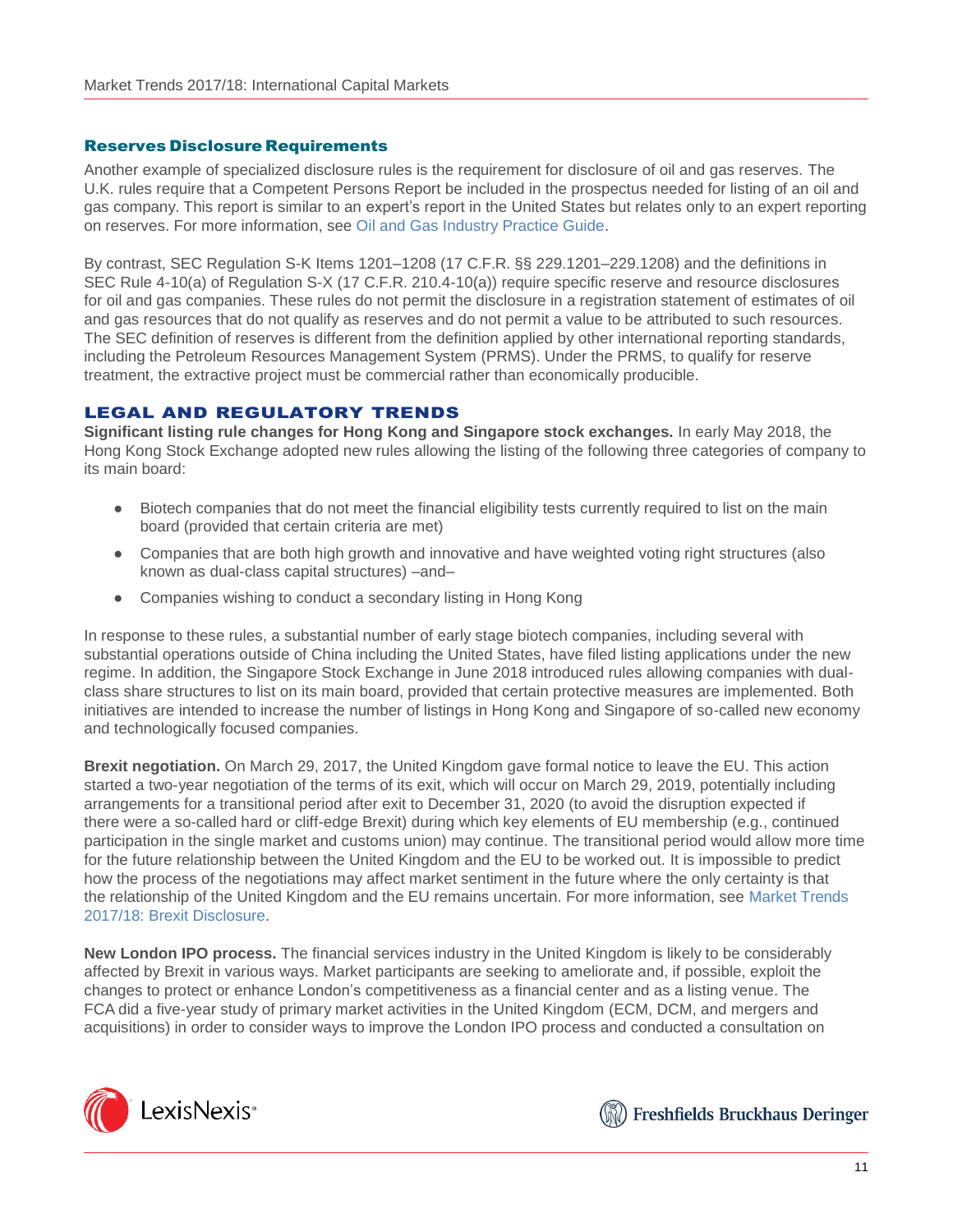### Reserves Disclosure Requirements

Another example of specialized disclosure rules is the requirement for disclosure of oil and gas reserves. The U.K. rules require that a Competent Persons Report be included in the prospectus needed for listing of an oil and gas company. This report is similar to an expert's report in the United States but relates only to an expert reporting on reserves. For more information, see Oil and Gas Industry Practice Guide.

By contrast, SEC Regulation S-K Items 1201–1208 (17 C.F.R. §§ 229.1201–229.1208) and the definitions in SEC Rule 4-10(a) of Regulation S-X (17 C.F.R. 210.4-10(a)) require specific reserve and resource disclosures for oil and gas companies. These rules do not permit the disclosure in a registration statement of estimates of oil and gas resources that do not qualify as reserves and do not permit a value to be attributed to such resources. The SEC definition of reserves is different from the definition applied by other international reporting standards, including the Petroleum Resources Management System (PRMS). Under the PRMS, to qualify for reserve treatment, the extractive project must be commercial rather than economically producible.

## LEGAL AND REGULATORY TRENDS

**Significant listing rule changes for Hong Kong and Singapore stock exchanges.** In early May 2018, the Hong Kong Stock Exchange adopted new rules allowing the listing of the following three categories of company to its main board:

- Biotech companies that do not meet the financial eligibility tests currently required to list on the main board (provided that certain criteria are met)
- Companies that are both high growth and innovative and have weighted voting right structures (also known as dual-class capital structures) –and–
- Companies wishing to conduct a secondary listing in Hong Kong

In response to these rules, a substantial number of early stage biotech companies, including several with substantial operations outside of China including the United States, have filed listing applications under the new regime. In addition, the Singapore Stock Exchange in June 2018 introduced rules allowing companies with dual-class share structures to list on its main board, provided that certain protective measures are implemented. Both initiatives are intended to increase the number of listings in Hong Kong and Singapore of so-called new economy and technologically focused companies.

**Brexit negotiation.** On March 29, 2017, the United Kingdom gave formal notice to leave the EU. This action started a two-year negotiation of the terms of its exit, which will occur on March 29, 2019, potentially including arrangements for a transitional period after exit to December 31, 2020 (to avoid the disruption expected if there were a so-called hard or cliff-edge Brexit) during which key elements of EU membership (e.g., continued participation in the single market and customs union) may continue. The transitional period would allow more time for the future relationship between the United Kingdom and the EU to be worked out. It is impossible to predict how the process of the negotiations may affect market sentiment in the future where the only certainty is that the relationship of the United Kingdom and the EU remains uncertain. For more information, see Market Trends 2017/18: Brexit Disclosure.

**New London IPO process.** The financial services industry in the United Kingdom is likely to be considerably affected by Brexit in various ways. Market participants are seeking to ameliorate and, if possible, exploit the changes to protect or enhance London's competitiveness as a financial center and as a listing venue. The FCA did a five-year study of primary market activities in the United Kingdom (ECM, DCM, and mergers and acquisitions) in order to consider ways to improve the London IPO process and conducted a consultation on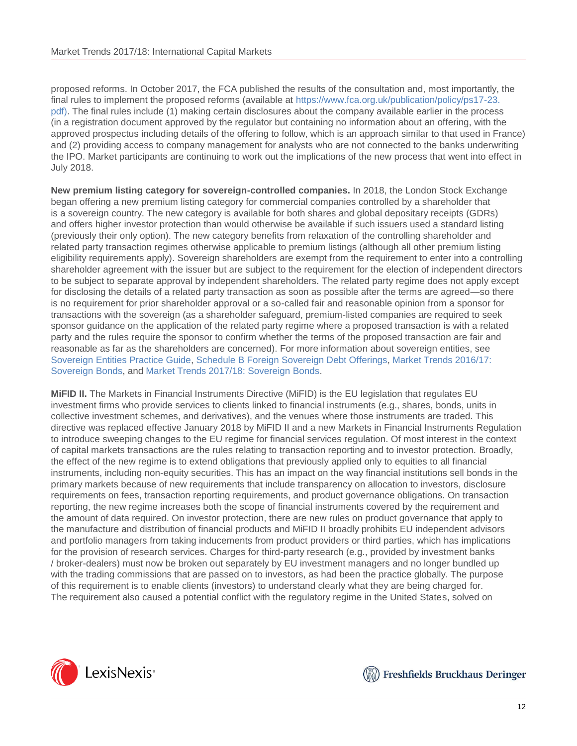proposed reforms. In October 2017, the FCA published the results of the consultation and, most importantly, the final rules to implement the proposed reforms (available at https://www.fca.org.uk/publication/policy/ps17-23.pdf). The final rules include (1) making certain disclosures about the company available earlier in the process (in a registration document approved by the regulator but containing no information about an offering, with the approved prospectus including details of the offering to follow, which is an approach similar to that used in France) and (2) providing access to company management for analysts who are not connected to the banks underwriting the IPO. Market participants are continuing to work out the implications of the new process that went into effect in July 2018.

**New premium listing category for sovereign-controlled companies.** In 2018, the London Stock Exchange began offering a new premium listing category for commercial companies controlled by a shareholder that is a sovereign country. The new category is available for both shares and global depositary receipts (GDRs) and offers higher investor protection than would otherwise be available if such issuers used a standard listing (previously their only option). The new category benefits from relaxation of the controlling shareholder and related party transaction regimes otherwise applicable to premium listings (although all other premium listing eligibility requirements apply). Sovereign shareholders are exempt from the requirement to enter into a controlling shareholder agreement with the issuer but are subject to the requirement for the election of independent directors to be subject to separate approval by independent shareholders. The related party regime does not apply except for disclosing the details of a related party transaction as soon as possible after the terms are agreed—so there is no requirement for prior shareholder approval or a so-called fair and reasonable opinion from a sponsor for transactions with the sovereign (as a shareholder safeguard, premium-listed companies are required to seek sponsor guidance on the application of the related party regime where a proposed transaction is with a related party and the rules require the sponsor to confirm whether the terms of the proposed transaction are fair and reasonable as far as the shareholders are concerned). For more information about sovereign entities, see Sovereign Entities Practice Guide, Schedule B Foreign Sovereign Debt Offerings, Market Trends 2016/17: Sovereign Bonds, and Market Trends 2017/18: Sovereign Bonds.

**MiFID II.** The Markets in Financial Instruments Directive (MiFID) is the EU legislation that regulates EU investment firms who provide services to clients linked to financial instruments (e.g., shares, bonds, units in collective investment schemes, and derivatives), and the venues where those instruments are traded. This directive was replaced effective January 2018 by MiFID II and a new Markets in Financial Instruments Regulation to introduce sweeping changes to the EU regime for financial services regulation. Of most interest in the context of capital markets transactions are the rules relating to transaction reporting and to investor protection. Broadly, the effect of the new regime is to extend obligations that previously applied only to equities to all financial instruments, including non-equity securities. This has an impact on the way financial institutions sell bonds in the primary markets because of new requirements that include transparency on allocation to investors, disclosure requirements on fees, transaction reporting requirements, and product governance obligations. On transaction reporting, the new regime increases both the scope of financial instruments covered by the requirement and the amount of data required. On investor protection, there are new rules on product governance that apply to the manufacture and distribution of financial products and MiFID II broadly prohibits EU independent advisors and portfolio managers from taking inducements from product providers or third parties, which has implications for the provision of research services. Charges for third-party research (e.g., provided by investment banks / broker-dealers) must now be broken out separately by EU investment managers and no longer bundled up with the trading commissions that are passed on to investors, as had been the practice globally. The purpose of this requirement is to enable clients (investors) to understand clearly what they are being charged for. The requirement also caused a potential conflict with the regulatory regime in the United States, solved on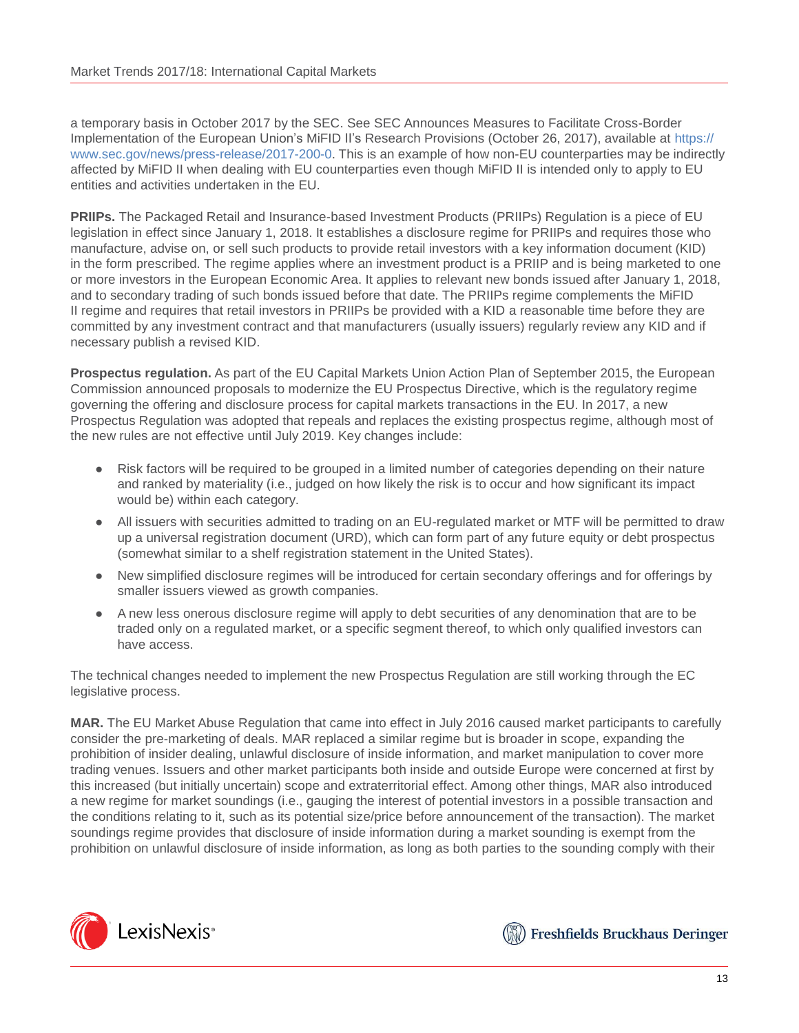a temporary basis in October 2017 by the SEC. See SEC Announces Measures to Facilitate Cross-Border Implementation of the European Union's MiFID II's Research Provisions (October 26, 2017), available at https://www.sec.gov/news/press-release/2017-200-0. This is an example of how non-EU counterparties may be indirectly affected by MiFID II when dealing with EU counterparties even though MiFID II is intended only to apply to EU entities and activities undertaken in the EU.

**PRIIPs.** The Packaged Retail and Insurance-based Investment Products (PRIIPs) Regulation is a piece of EU legislation in effect since January 1, 2018. It establishes a disclosure regime for PRIIPs and requires those who manufacture, advise on, or sell such products to provide retail investors with a key information document (KID) in the form prescribed. The regime applies where an investment product is a PRIIP and is being marketed to one or more investors in the European Economic Area. It applies to relevant new bonds issued after January 1, 2018, and to secondary trading of such bonds issued before that date. The PRIIPs regime complements the MiFID II regime and requires that retail investors in PRIIPs be provided with a KID a reasonable time before they are committed by any investment contract and that manufacturers (usually issuers) regularly review any KID and if necessary publish a revised KID.

**Prospectus regulation.** As part of the EU Capital Markets Union Action Plan of September 2015, the European Commission announced proposals to modernize the EU Prospectus Directive, which is the regulatory regime governing the offering and disclosure process for capital markets transactions in the EU. In 2017, a new Prospectus Regulation was adopted that repeals and replaces the existing prospectus regime, although most of the new rules are not effective until July 2019. Key changes include:

- Risk factors will be required to be grouped in a limited number of categories depending on their nature and ranked by materiality (i.e., judged on how likely the risk is to occur and how significant its impact would be) within each category.
- All issuers with securities admitted to trading on an EU-regulated market or MTF will be permitted to draw up a universal registration document (URD), which can form part of any future equity or debt prospectus (somewhat similar to a shelf registration statement in the United States).
- New simplified disclosure regimes will be introduced for certain secondary offerings and for offerings by smaller issuers viewed as growth companies.
- A new less onerous disclosure regime will apply to debt securities of any denomination that are to be traded only on a regulated market, or a specific segment thereof, to which only qualified investors can have access.

The technical changes needed to implement the new Prospectus Regulation are still working through the EC legislative process.

**MAR.** The EU Market Abuse Regulation that came into effect in July 2016 caused market participants to carefully consider the pre-marketing of deals. MAR replaced a similar regime but is broader in scope, expanding the prohibition of insider dealing, unlawful disclosure of inside information, and market manipulation to cover more trading venues. Issuers and other market participants both inside and outside Europe were concerned at first by this increased (but initially uncertain) scope and extraterritorial effect. Among other things, MAR also introduced a new regime for market soundings (i.e., gauging the interest of potential investors in a possible transaction and the conditions relating to it, such as its potential size/price before announcement of the transaction). The market soundings regime provides that disclosure of inside information during a market sounding is exempt from the prohibition on unlawful disclosure of inside information, as long as both parties to the sounding comply with their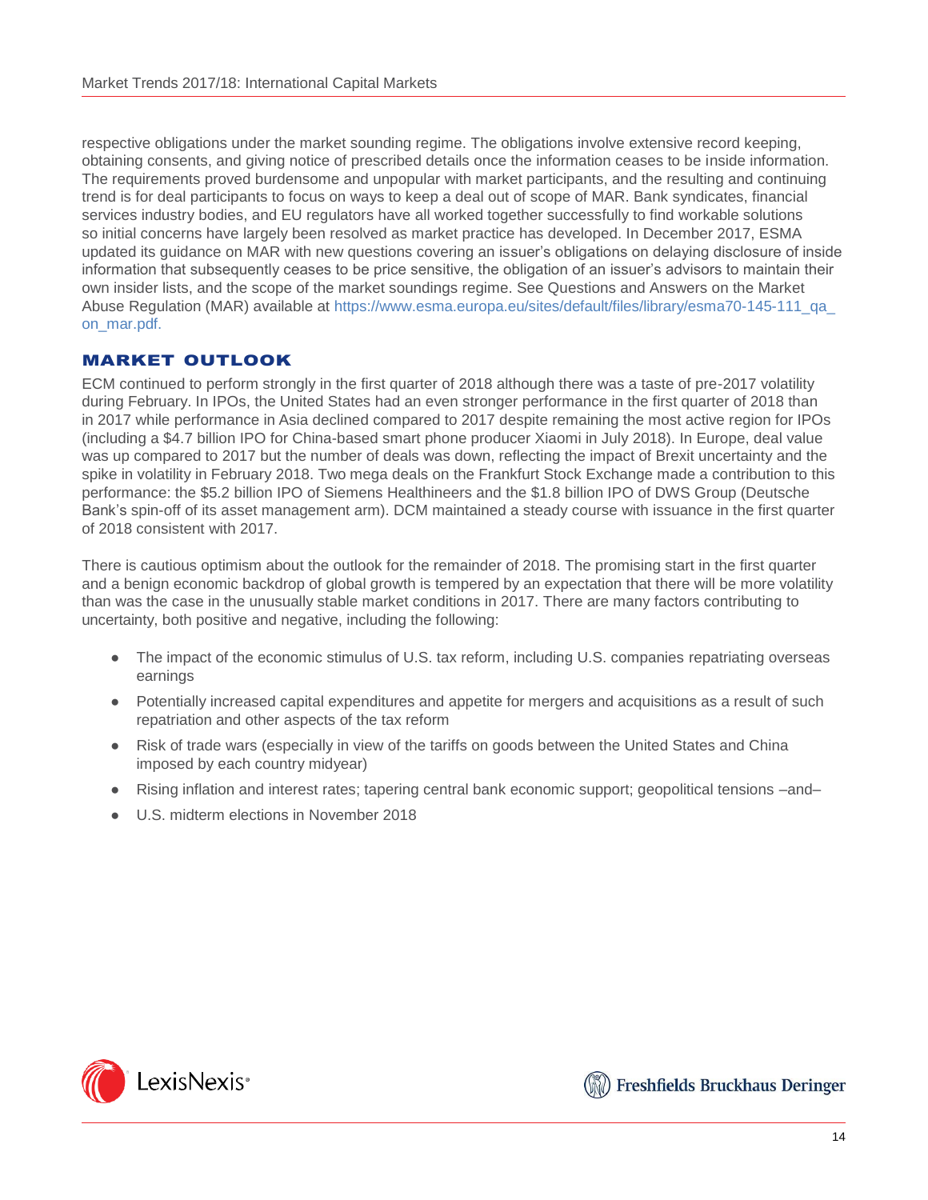respective obligations under the market sounding regime. The obligations involve extensive record keeping, obtaining consents, and giving notice of prescribed details once the information ceases to be inside information. The requirements proved burdensome and unpopular with market participants, and the resulting and continuing trend is for deal participants to focus on ways to keep a deal out of scope of MAR. Bank syndicates, financial services industry bodies, and EU regulators have all worked together successfully to find workable solutions so initial concerns have largely been resolved as market practice has developed. In December 2017, ESMA updated its guidance on MAR with new questions covering an issuer's obligations on delaying disclosure of inside information that subsequently ceases to be price sensitive, the obligation of an issuer's advisors to maintain their own insider lists, and the scope of the market soundings regime. See Questions and Answers on the Market Abuse Regulation (MAR) available at https://www.esma.europa.eu/sites/default/files/library/esma70-145-111_qa_on_mar.pdf.

## MARKET OUTLOOK

ECM continued to perform strongly in the first quarter of 2018 although there was a taste of pre-2017 volatility during February. In IPOs, the United States had an even stronger performance in the first quarter of 2018 than in 2017 while performance in Asia declined compared to 2017 despite remaining the most active region for IPOs (including a $4.7 billion IPO for China-based smart phone producer Xiaomi in July 2018). In Europe, deal value was up compared to 2017 but the number of deals was down, reflecting the impact of Brexit uncertainty and the spike in volatility in February 2018. Two mega deals on the Frankfurt Stock Exchange made a contribution to this performance: the $5.2 billion IPO of Siemens Healthineers and the $1.8 billion IPO of DWS Group (Deutsche Bank's spin-off of its asset management arm). DCM maintained a steady course with issuance in the first quarter of 2018 consistent with 2017.

There is cautious optimism about the outlook for the remainder of 2018. The promising start in the first quarter and a benign economic backdrop of global growth is tempered by an expectation that there will be more volatility than was the case in the unusually stable market conditions in 2017. There are many factors contributing to uncertainty, both positive and negative, including the following:

- The impact of the economic stimulus of U.S. tax reform, including U.S. companies repatriating overseas earnings
- Potentially increased capital expenditures and appetite for mergers and acquisitions as a result of such repatriation and other aspects of the tax reform
- Risk of trade wars (especially in view of the tariffs on goods between the United States and China imposed by each country midyear)
- Rising inflation and interest rates; tapering central bank economic support; geopolitical tensions –and–
- U.S. midterm elections in November 2018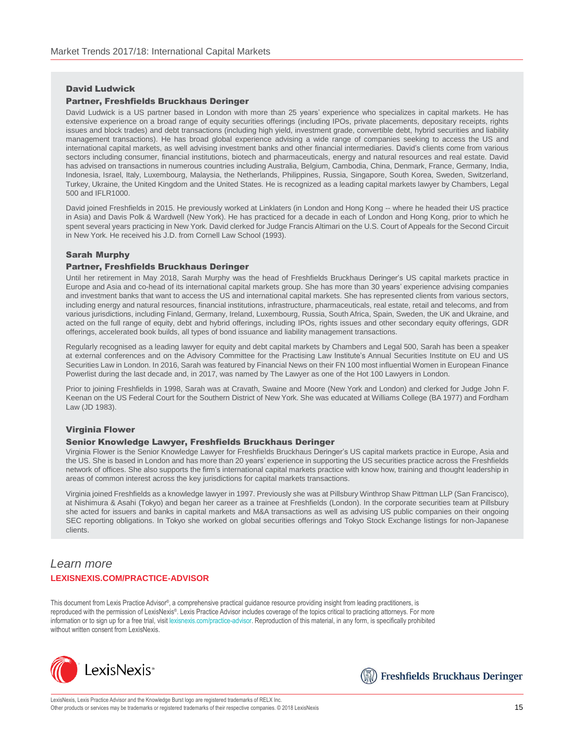### David Ludwick

#### Partner, Freshfields Bruckhaus Deringer

David Ludwick is a US partner based in London with more than 25 years' experience who specializes in capital markets. He has extensive experience on a broad range of equity securities offerings (including IPOs, private placements, depositary receipts, rights issues and block trades) and debt transactions (including high yield, investment grade, convertible debt, hybrid securities and liability management transactions). He has broad global experience advising a wide range of companies seeking to access the US and international capital markets, as well advising investment banks and other financial intermediaries. David's clients come from various sectors including consumer, financial institutions, biotech and pharmaceuticals, energy and natural resources and real estate. David has advised on transactions in numerous countries including Australia, Belgium, Cambodia, China, Denmark, France, Germany, India, Indonesia, Israel, Italy, Luxembourg, Malaysia, the Netherlands, Philippines, Russia, Singapore, South Korea, Sweden, Switzerland, Turkey, Ukraine, the United Kingdom and the United States. He is recognized as a leading capital markets lawyer by Chambers, Legal 500 and IFLR1000.

David joined Freshfields in 2015. He previously worked at Linklaters (in London and Hong Kong -- where he headed their US practice in Asia) and Davis Polk & Wardwell (New York). He has practiced for a decade in each of London and Hong Kong, prior to which he spent several years practicing in New York. David clerked for Judge Francis Altimari on the U.S. Court of Appeals for the Second Circuit in New York. He received his J.D. from Cornell Law School (1993).

### Sarah Murphy

#### Partner, Freshfields Bruckhaus Deringer

Until her retirement in May 2018, Sarah Murphy was the head of Freshfields Bruckhaus Deringer's US capital markets practice in Europe and Asia and co-head of its international capital markets group. She has more than 30 years' experience advising companies and investment banks that want to access the US and international capital markets. She has represented clients from various sectors, including energy and natural resources, financial institutions, infrastructure, pharmaceuticals, real estate, retail and telecoms, and from various jurisdictions, including Finland, Germany, Ireland, Luxembourg, Russia, South Africa, Spain, Sweden, the UK and Ukraine, and acted on the full range of equity, debt and hybrid offerings, including IPOs, rights issues and other secondary equity offerings, GDR offerings, accelerated book builds, all types of bond issuance and liability management transactions.

Regularly recognised as a leading lawyer for equity and debt capital markets by Chambers and Legal 500, Sarah has been a speaker at external conferences and on the Advisory Committee for the Practising Law Institute's Annual Securities Institute on EU and US Securities Law in London. In 2016, Sarah was featured by Financial News on their FN 100 most influential Women in European Finance Powerlist during the last decade and, in 2017, was named by The Lawyer as one of the Hot 100 Lawyers in London.

Prior to joining Freshfields in 1998, Sarah was at Cravath, Swaine and Moore (New York and London) and clerked for Judge John F. Keenan on the US Federal Court for the Southern District of New York. She was educated at Williams College (BA 1977) and Fordham Law (JD 1983).

### Virginia Flower

#### Senior Knowledge Lawyer, Freshfields Bruckhaus Deringer

Virginia Flower is the Senior Knowledge Lawyer for Freshfields Bruckhaus Deringer's US capital markets practice in Europe, Asia and the US. She is based in London and has more than 20 years' experience in supporting the US securities practice across the Freshfields network of offices. She also supports the firm's international capital markets practice with know how, training and thought leadership in areas of common interest across the key jurisdictions for capital markets transactions.

Virginia joined Freshfields as a knowledge lawyer in 1997. Previously she was at Pillsbury Winthrop Shaw Pittman LLP (San Francisco), at Nishimura & Asahi (Tokyo) and began her career as a trainee at Freshfields (London). In the corporate securities team at Pillsbury she acted for issuers and banks in capital markets and M&A transactions as well as advising US public companies on their ongoing SEC reporting obligations. In Tokyo she worked on global securities offerings and Tokyo Stock Exchange listings for non-Japanese clients.

*Learn more*

**LEXISNEXIS.COM/PRACTICE-ADVISOR**

This document from Lexis Practice Advisor®, a comprehensive practical guidance resource providing insight from leading practitioners, is reproduced with the permission of LexisNexis®. Lexis Practice Advisor includes coverage of the topics critical to practicing attorneys. For more information or to sign up for a free trial, visit lexisnexis.com/practice-advisor. Reproduction of this material, in any form, is specifically prohibited without written consent from LexisNexis.

LexisNexis®

Freshfields Bruckhaus Deringer

LexisNexis, Lexis Practice Advisor and the Knowledge Burst logo are registered trademarks of RELX Inc.
Other products or services may be trademarks or registered trademarks of their respective companies. © 2018 LexisNexis